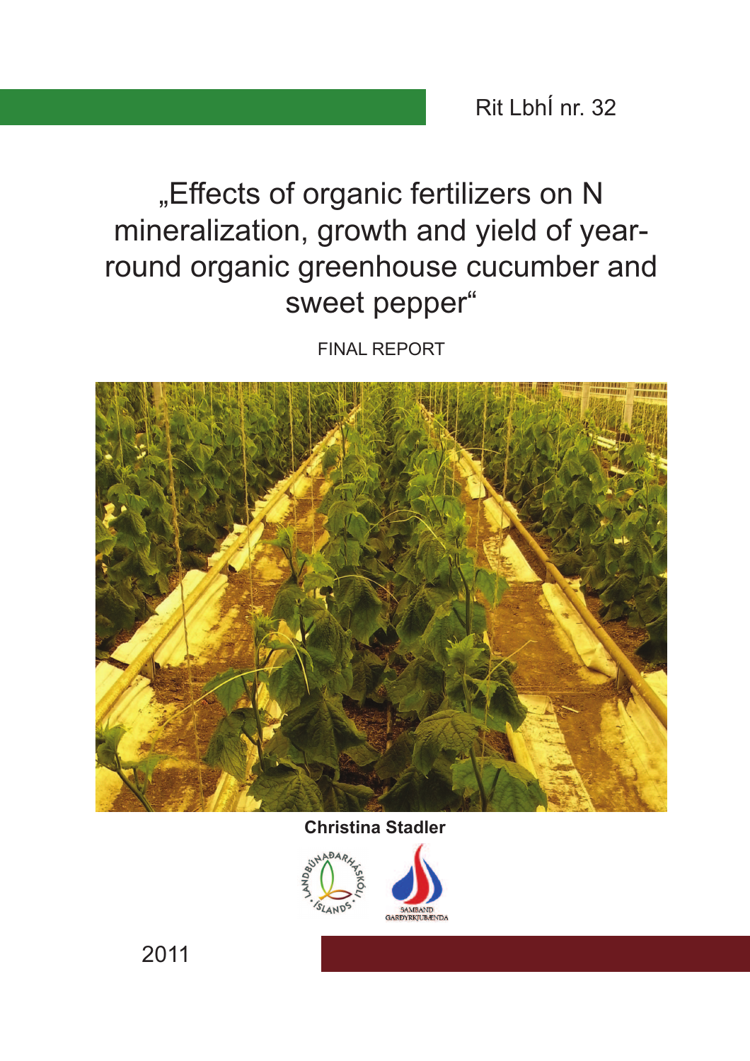Rit LbhÍ nr. 32

# „Effects of organic fertilizers on N mineralization, growth and yield of year-round organic greenhouse cucumber and sweet pepper“

FINAL REPORT

**Christina Stadler**

LANDBÚNAÐARHÁSKÓLI ÍSLANDS

SAMBAND GARÐYRKJUBÆNDA

2011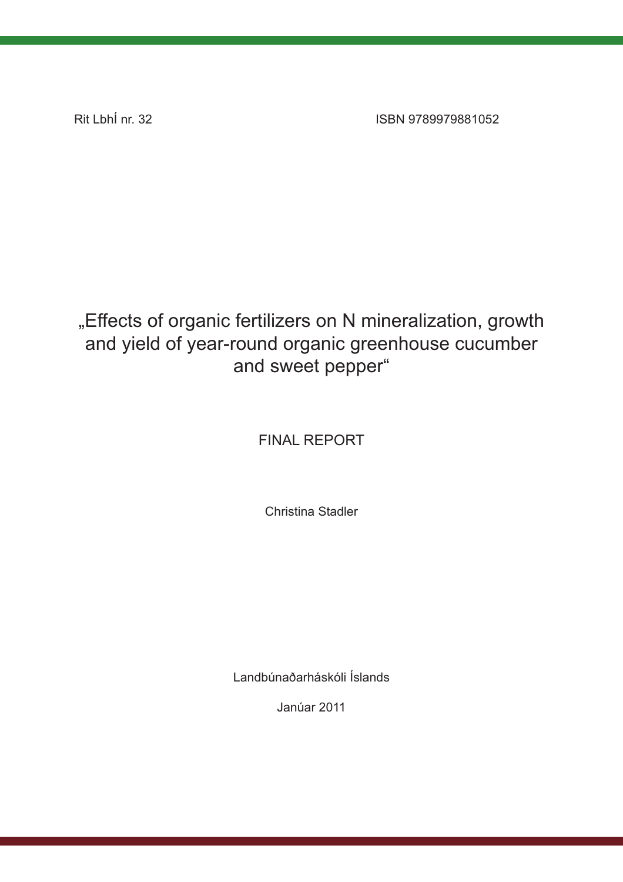Rit LbhÍ nr. 32

ISBN 9789979881052

# „Effects of organic fertilizers on N mineralization, growth and yield of year-round organic greenhouse cucumber and sweet pepper“

FINAL REPORT

Christina Stadler

Landbúnaðarháskóli Íslands

Janúar 2011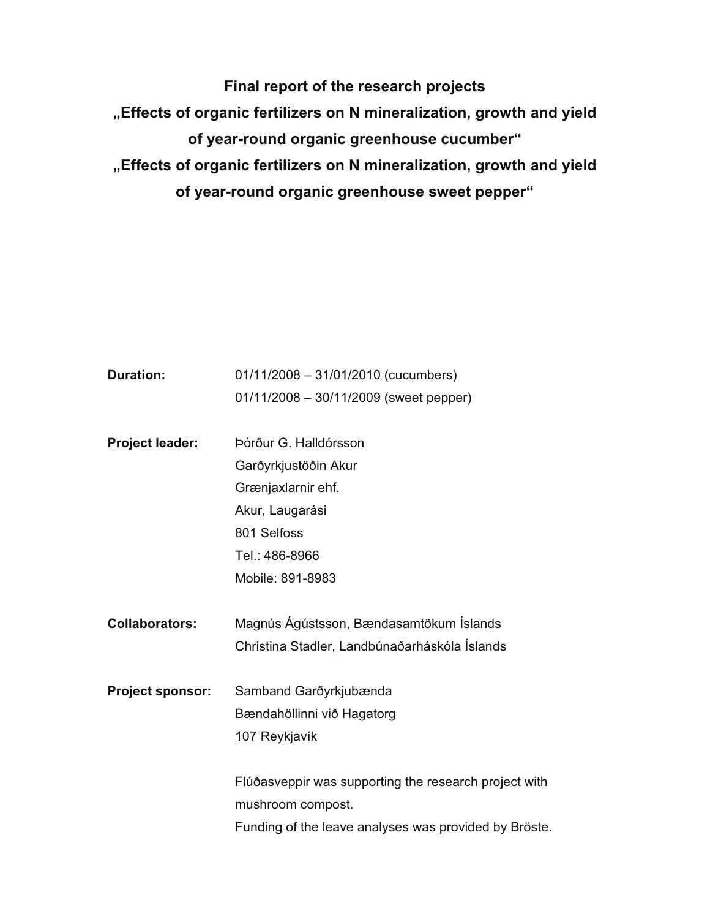**Final report of the research projects**

**„Effects of organic fertilizers on N mineralization, growth and yield of year-round organic greenhouse cucumber"**

**„Effects of organic fertilizers on N mineralization, growth and yield of year-round organic greenhouse sweet pepper"**

**Duration:** 01/11/2008 – 31/01/2010 (cucumbers)
01/11/2008 – 30/11/2009 (sweet pepper)

**Project leader:** Þórður G. Halldórsson
Garðyrkjustöðin Akur
Grænjaxlarnir ehf.
Akur, Laugarási
801 Selfoss
Tel.: 486-8966
Mobile: 891-8983

**Collaborators:** Magnús Ágústsson, Bændasamtökum Íslands
Christina Stadler, Landbúnaðarháskóla Íslands

**Project sponsor:** Samband Garðyrkjubænda
Bændahöllinni við Hagatorg
107 Reykjavík

Flúðasveppir was supporting the research project with mushroom compost.
Funding of the leave analyses was provided by Bröste.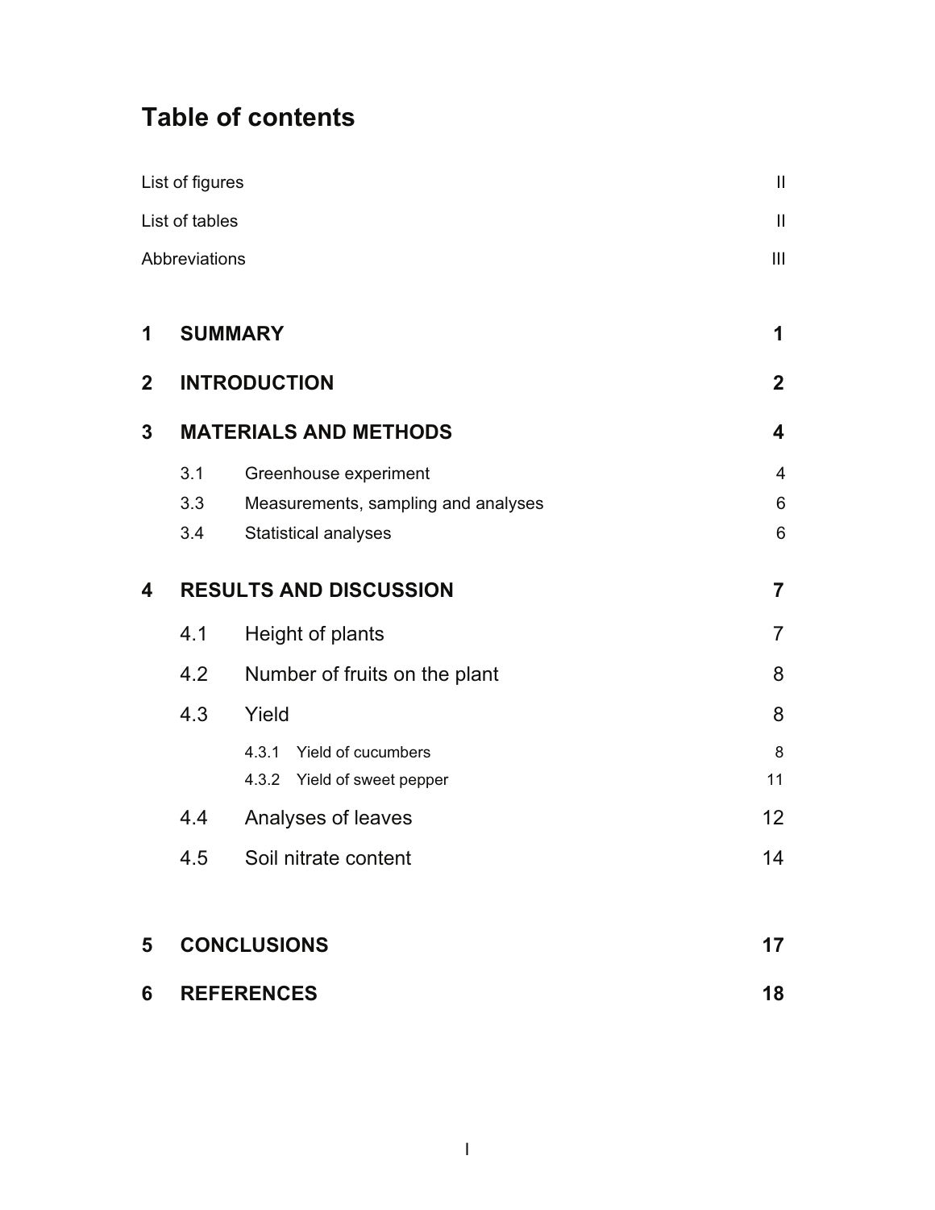# Table of contents

| | |
|---|---|
| List of figures | II |
| List of tables | II |
| Abbreviations | III |
| **1 SUMMARY** | **1** |
| **2 INTRODUCTION** | **2** |
| **3 MATERIALS AND METHODS** | **4** |
| 3.1 Greenhouse experiment | 4 |
| 3.3 Measurements, sampling and analyses | 6 |
| 3.4 Statistical analyses | 6 |
| **4 RESULTS AND DISCUSSION** | **7** |
| 4.1 Height of plants | 7 |
| 4.2 Number of fruits on the plant | 8 |
| 4.3 Yield | 8 |
| 4.3.1 Yield of cucumbers | 8 |
| 4.3.2 Yield of sweet pepper | 11 |
| 4.4 Analyses of leaves | 12 |
| 4.5 Soil nitrate content | 14 |
| **5 CONCLUSIONS** | **17** |
| **6 REFERENCES** | **18** |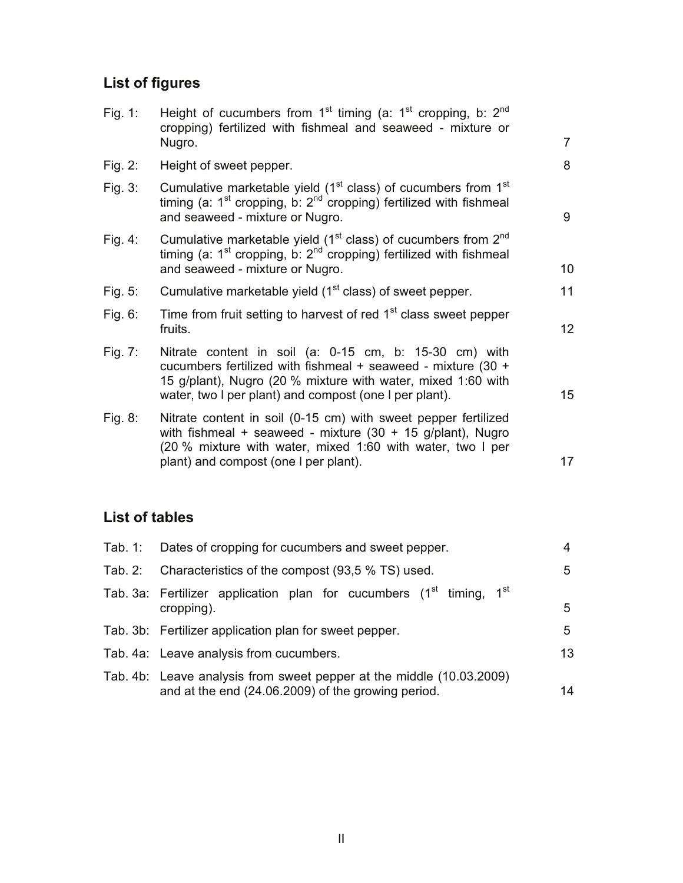## List of figures

| | | |
|---|---|---|
| Fig. 1: | Height of cucumbers from 1st timing (a: 1st cropping, b: 2nd cropping) fertilized with fishmeal and seaweed - mixture or Nugro. | 7 |
| Fig. 2: | Height of sweet pepper. | 8 |
| Fig. 3: | Cumulative marketable yield (1st class) of cucumbers from 1st timing (a: 1st cropping, b: 2nd cropping) fertilized with fishmeal and seaweed - mixture or Nugro. | 9 |
| Fig. 4: | Cumulative marketable yield (1st class) of cucumbers from 2nd timing (a: 1st cropping, b: 2nd cropping) fertilized with fishmeal and seaweed - mixture or Nugro. | 10 |
| Fig. 5: | Cumulative marketable yield (1st class) of sweet pepper. | 11 |
| Fig. 6: | Time from fruit setting to harvest of red 1st class sweet pepper fruits. | 12 |
| Fig. 7: | Nitrate content in soil (a: 0-15 cm, b: 15-30 cm) with cucumbers fertilized with fishmeal + seaweed - mixture (30 + 15 g/plant), Nugro (20 % mixture with water, mixed 1:60 with water, two l per plant) and compost (one l per plant). | 15 |
| Fig. 8: | Nitrate content in soil (0-15 cm) with sweet pepper fertilized with fishmeal + seaweed - mixture (30 + 15 g/plant), Nugro (20 % mixture with water, mixed 1:60 with water, two l per plant) and compost (one l per plant). | 17 |

## List of tables

| | | |
|---|---|---|
| Tab. 1: | Dates of cropping for cucumbers and sweet pepper. | 4 |
| Tab. 2: | Characteristics of the compost (93,5 % TS) used. | 5 |
| Tab. 3a: | Fertilizer application plan for cucumbers (1st timing, 1st cropping). | 5 |
| Tab. 3b: | Fertilizer application plan for sweet pepper. | 5 |
| Tab. 4a: | Leave analysis from cucumbers. | 13 |
| Tab. 4b: | Leave analysis from sweet pepper at the middle (10.03.2009) and at the end (24.06.2009) of the growing period. | 14 |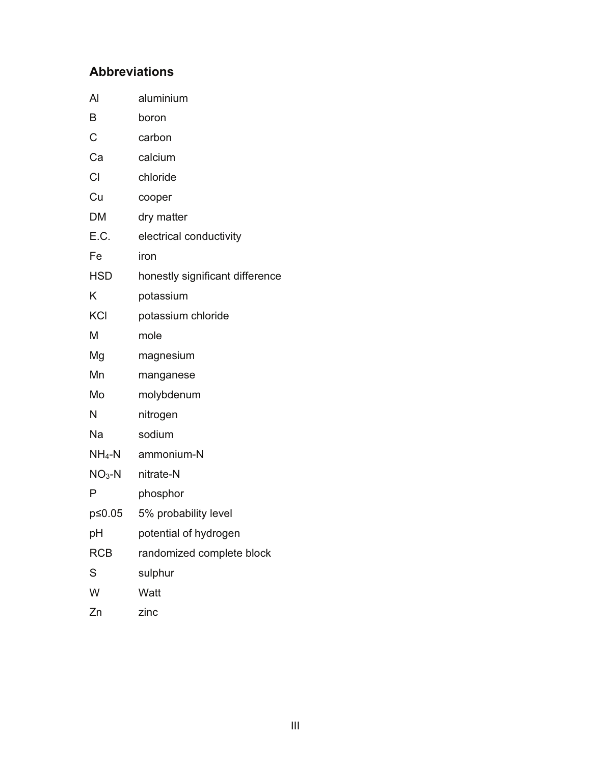## Abbreviations

| | |
|---|---|
| Al | aluminium |
| B | boron |
| C | carbon |
| Ca | calcium |
| Cl | chloride |
| Cu | cooper |
| DM | dry matter |
| E.C. | electrical conductivity |
| Fe | iron |
| HSD | honestly significant difference |
| K | potassium |
| KCl | potassium chloride |
| M | mole |
| Mg | magnesium |
| Mn | manganese |
| Mo | molybdenum |
| N | nitrogen |
| Na | sodium |
| $NH_4$-N | ammonium-N |
| $NO_3$-N | nitrate-N |
| P | phosphor |
| $p \leq 0.05$ | 5% probability level |
| pH | potential of hydrogen |
| RCB | randomized complete block |
| S | sulphur |
| W | Watt |
| Zn | zinc |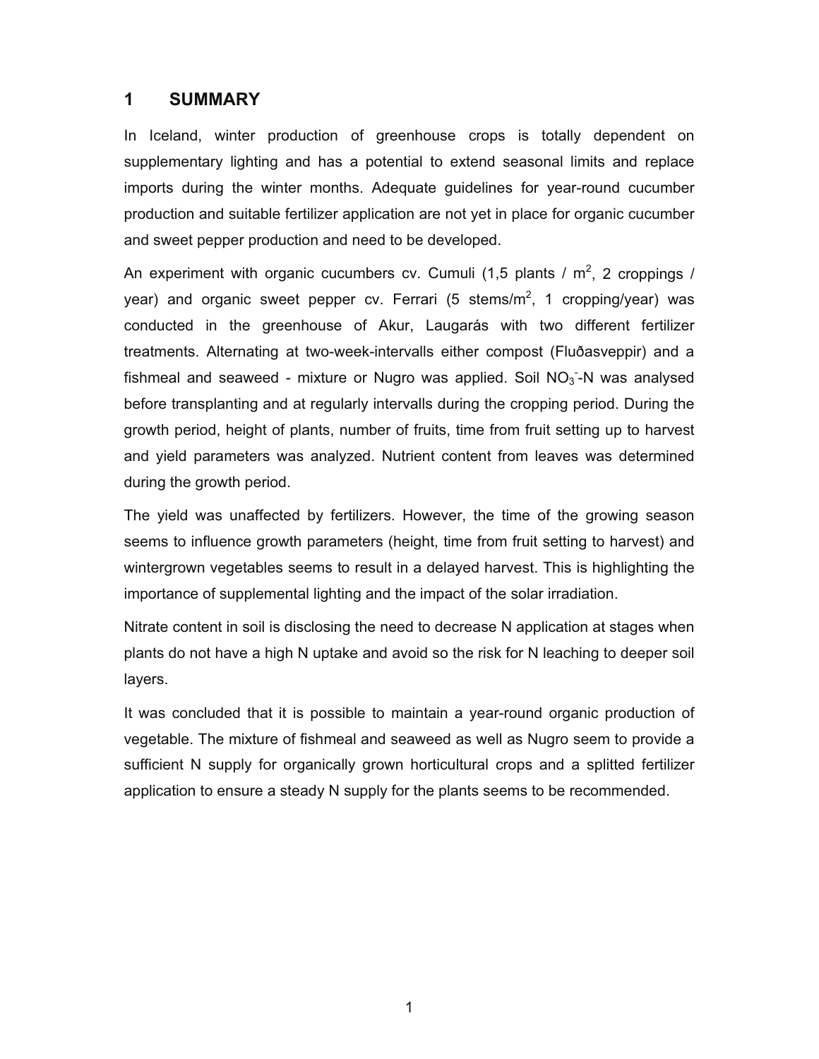# 1 SUMMARY

In Iceland, winter production of greenhouse crops is totally dependent on supplementary lighting and has a potential to extend seasonal limits and replace imports during the winter months. Adequate guidelines for year-round cucumber production and suitable fertilizer application are not yet in place for organic cucumber and sweet pepper production and need to be developed.

An experiment with organic cucumbers cv. Cumuli (1,5 plants / $m^2$, 2 croppings / year) and organic sweet pepper cv. Ferrari (5 stems/$m^2$, 1 cropping/year) was conducted in the greenhouse of Akur, Laugarás with two different fertilizer treatments. Alternating at two-week-intervalls either compost (Fluðasveppir) and a fishmeal and seaweed - mixture or Nugro was applied. Soil $NO_3^-$-N was analysed before transplanting and at regularly intervalls during the cropping period. During the growth period, height of plants, number of fruits, time from fruit setting up to harvest and yield parameters was analyzed. Nutrient content from leaves was determined during the growth period.

The yield was unaffected by fertilizers. However, the time of the growing season seems to influence growth parameters (height, time from fruit setting to harvest) and wintergrown vegetables seems to result in a delayed harvest. This is highlighting the importance of supplemental lighting and the impact of the solar irradiation.

Nitrate content in soil is disclosing the need to decrease N application at stages when plants do not have a high N uptake and avoid so the risk for N leaching to deeper soil layers.

It was concluded that it is possible to maintain a year-round organic production of vegetable. The mixture of fishmeal and seaweed as well as Nugro seem to provide a sufficient N supply for organically grown horticultural crops and a splitted fertilizer application to ensure a steady N supply for the plants seems to be recommended.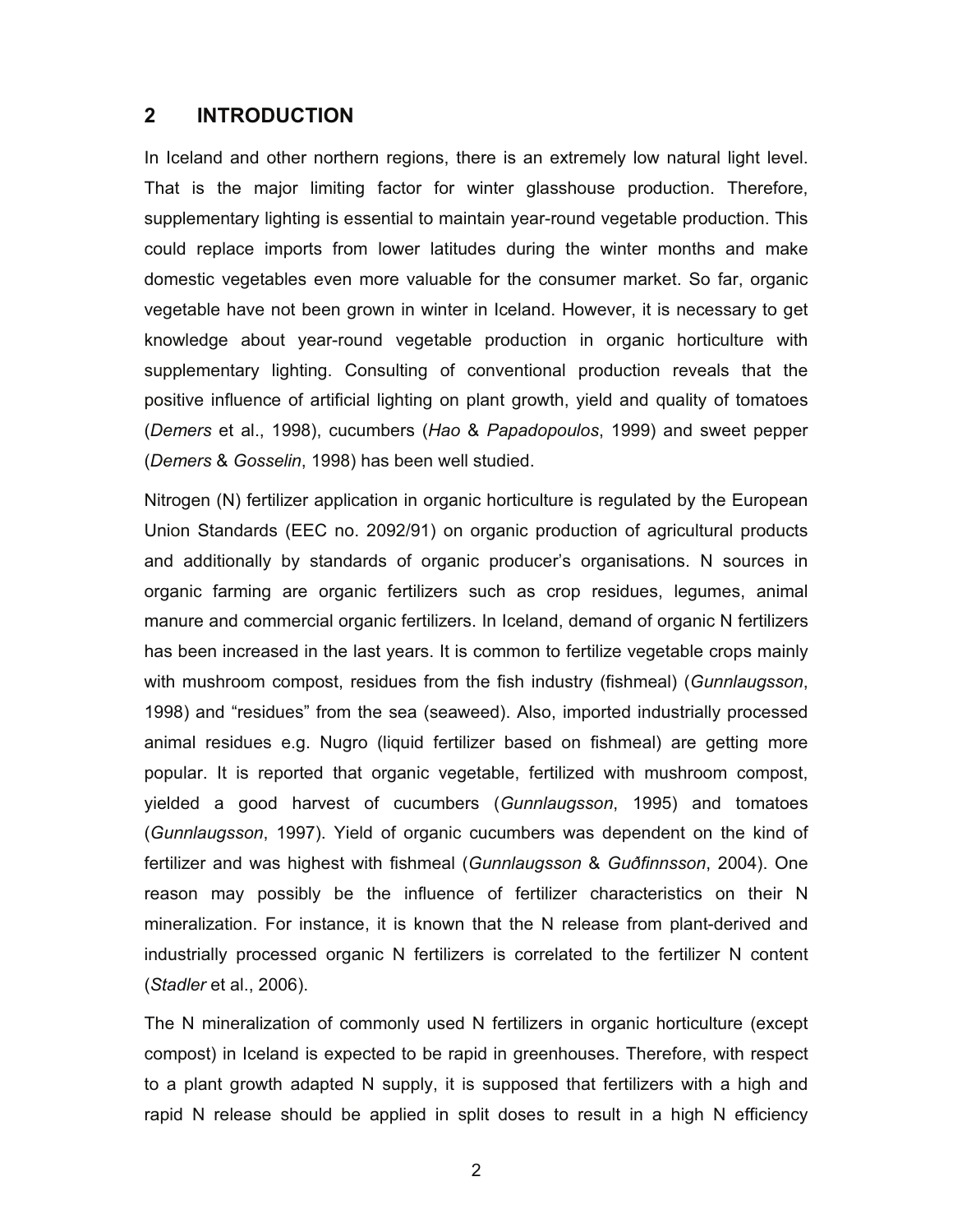## 2 INTRODUCTION

In Iceland and other northern regions, there is an extremely low natural light level. That is the major limiting factor for winter glasshouse production. Therefore, supplementary lighting is essential to maintain year-round vegetable production. This could replace imports from lower latitudes during the winter months and make domestic vegetables even more valuable for the consumer market. So far, organic vegetable have not been grown in winter in Iceland. However, it is necessary to get knowledge about year-round vegetable production in organic horticulture with supplementary lighting. Consulting of conventional production reveals that the positive influence of artificial lighting on plant growth, yield and quality of tomatoes (*Demers* et al., 1998), cucumbers (*Hao* & *Papadopoulos*, 1999) and sweet pepper (*Demers* & *Gosselin*, 1998) has been well studied.

Nitrogen (N) fertilizer application in organic horticulture is regulated by the European Union Standards (EEC no. 2092/91) on organic production of agricultural products and additionally by standards of organic producer's organisations. N sources in organic farming are organic fertilizers such as crop residues, legumes, animal manure and commercial organic fertilizers. In Iceland, demand of organic N fertilizers has been increased in the last years. It is common to fertilize vegetable crops mainly with mushroom compost, residues from the fish industry (fishmeal) (*Gunnlaugsson*, 1998) and "residues" from the sea (seaweed). Also, imported industrially processed animal residues e.g. Nugro (liquid fertilizer based on fishmeal) are getting more popular. It is reported that organic vegetable, fertilized with mushroom compost, yielded a good harvest of cucumbers (*Gunnlaugsson*, 1995) and tomatoes (*Gunnlaugsson*, 1997). Yield of organic cucumbers was dependent on the kind of fertilizer and was highest with fishmeal (*Gunnlaugsson* & *Guðfinnsson*, 2004). One reason may possibly be the influence of fertilizer characteristics on their N mineralization. For instance, it is known that the N release from plant-derived and industrially processed organic N fertilizers is correlated to the fertilizer N content (*Stadler* et al., 2006).

The N mineralization of commonly used N fertilizers in organic horticulture (except compost) in Iceland is expected to be rapid in greenhouses. Therefore, with respect to a plant growth adapted N supply, it is supposed that fertilizers with a high and rapid N release should be applied in split doses to result in a high N efficiency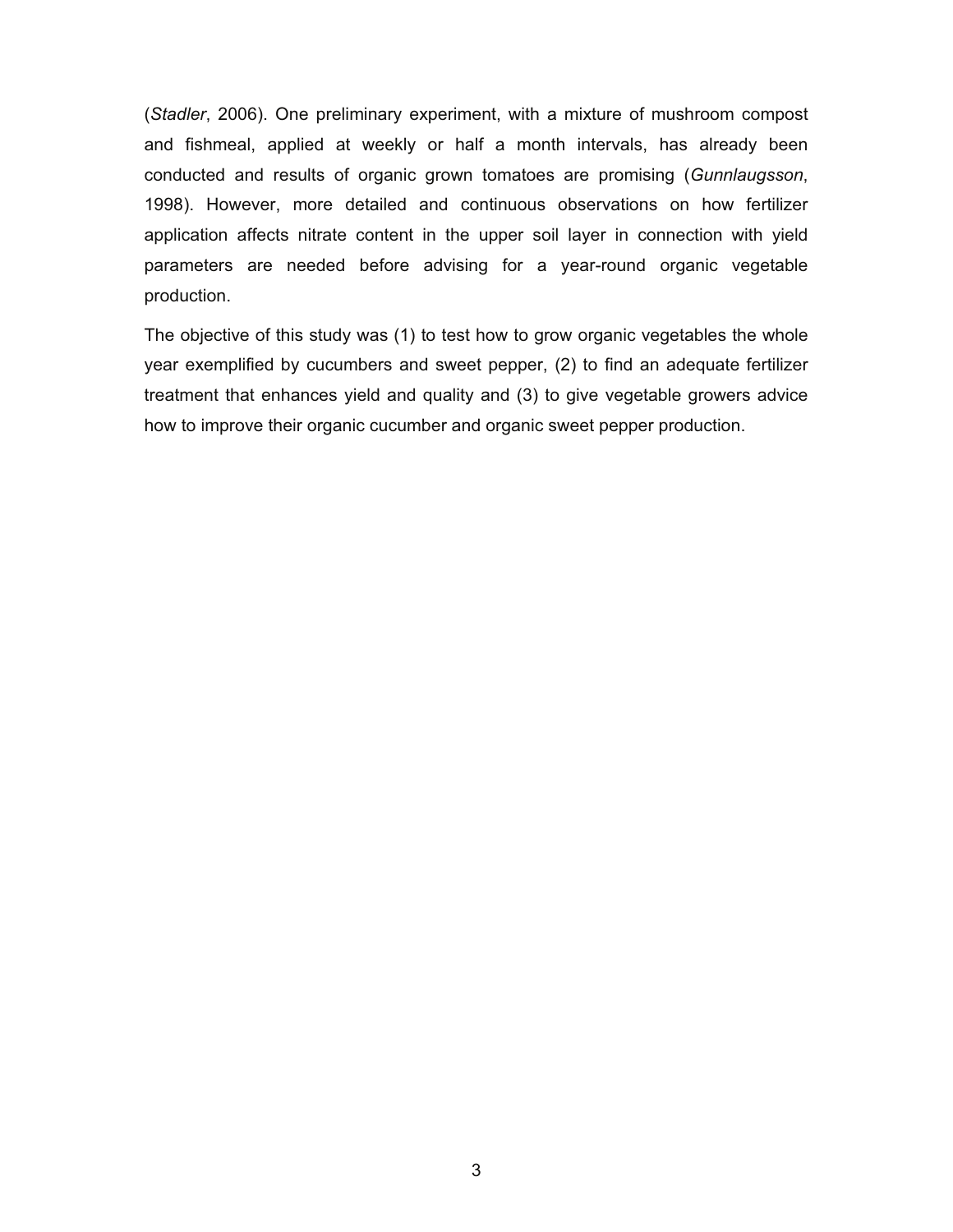(*Stadler*, 2006). One preliminary experiment, with a mixture of mushroom compost and fishmeal, applied at weekly or half a month intervals, has already been conducted and results of organic grown tomatoes are promising (*Gunnlaugsson*, 1998). However, more detailed and continuous observations on how fertilizer application affects nitrate content in the upper soil layer in connection with yield parameters are needed before advising for a year-round organic vegetable production.

The objective of this study was (1) to test how to grow organic vegetables the whole year exemplified by cucumbers and sweet pepper, (2) to find an adequate fertilizer treatment that enhances yield and quality and (3) to give vegetable growers advice how to improve their organic cucumber and organic sweet pepper production.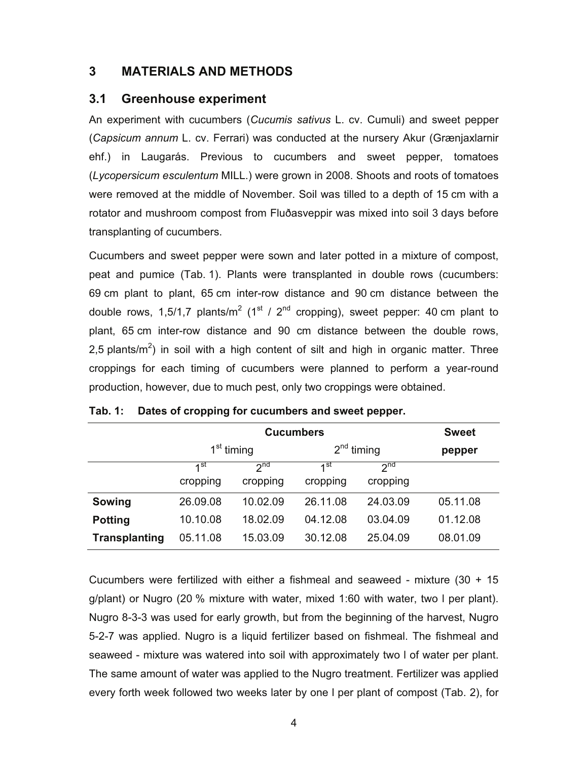## 3 MATERIALS AND METHODS

### 3.1 Greenhouse experiment

An experiment with cucumbers (*Cucumis sativus* L. cv. Cumuli) and sweet pepper (*Capsicum annum* L. cv. Ferrari) was conducted at the nursery Akur (Grænjaxlarnir ehf.) in Laugarás. Previous to cucumbers and sweet pepper, tomatoes (*Lycopersicum esculentum* MILL.) were grown in 2008. Shoots and roots of tomatoes were removed at the middle of November. Soil was tilled to a depth of 15 cm with a rotator and mushroom compost from Fluðasveppir was mixed into soil 3 days before transplanting of cucumbers.

Cucumbers and sweet pepper were sown and later potted in a mixture of compost, peat and pumice (Tab. 1). Plants were transplanted in double rows (cucumbers: 69 cm plant to plant, 65 cm inter-row distance and 90 cm distance between the double rows, 1,5/1,7 plants/m$^2$ (1st / 2nd cropping), sweet pepper: 40 cm plant to plant, 65 cm inter-row distance and 90 cm distance between the double rows, 2,5 plants/m$^2$) in soil with a high content of silt and high in organic matter. Three croppings for each timing of cucumbers were planned to perform a year-round production, however, due to much pest, only two croppings were obtained.

**Tab. 1: Dates of cropping for cucumbers and sweet pepper.**

| | Cucumbers | | | | Sweet pepper |
|---|---|---|---|---|---|
| | 1st timing | | 2nd timing | | |
| | 1st cropping | 2nd cropping | 1st cropping | 2nd cropping | |
| **Sowing** | 26.09.08 | 10.02.09 | 26.11.08 | 24.03.09 | 05.11.08 |
| **Potting** | 10.10.08 | 18.02.09 | 04.12.08 | 03.04.09 | 01.12.08 |
| **Transplanting** | 05.11.08 | 15.03.09 | 30.12.08 | 25.04.09 | 08.01.09 |

Cucumbers were fertilized with either a fishmeal and seaweed - mixture (30 + 15 g/plant) or Nugro (20 % mixture with water, mixed 1:60 with water, two l per plant). Nugro 8-3-3 was used for early growth, but from the beginning of the harvest, Nugro 5-2-7 was applied. Nugro is a liquid fertilizer based on fishmeal. The fishmeal and seaweed - mixture was watered into soil with approximately two l of water per plant. The same amount of water was applied to the Nugro treatment. Fertilizer was applied every forth week followed two weeks later by one l per plant of compost (Tab. 2), for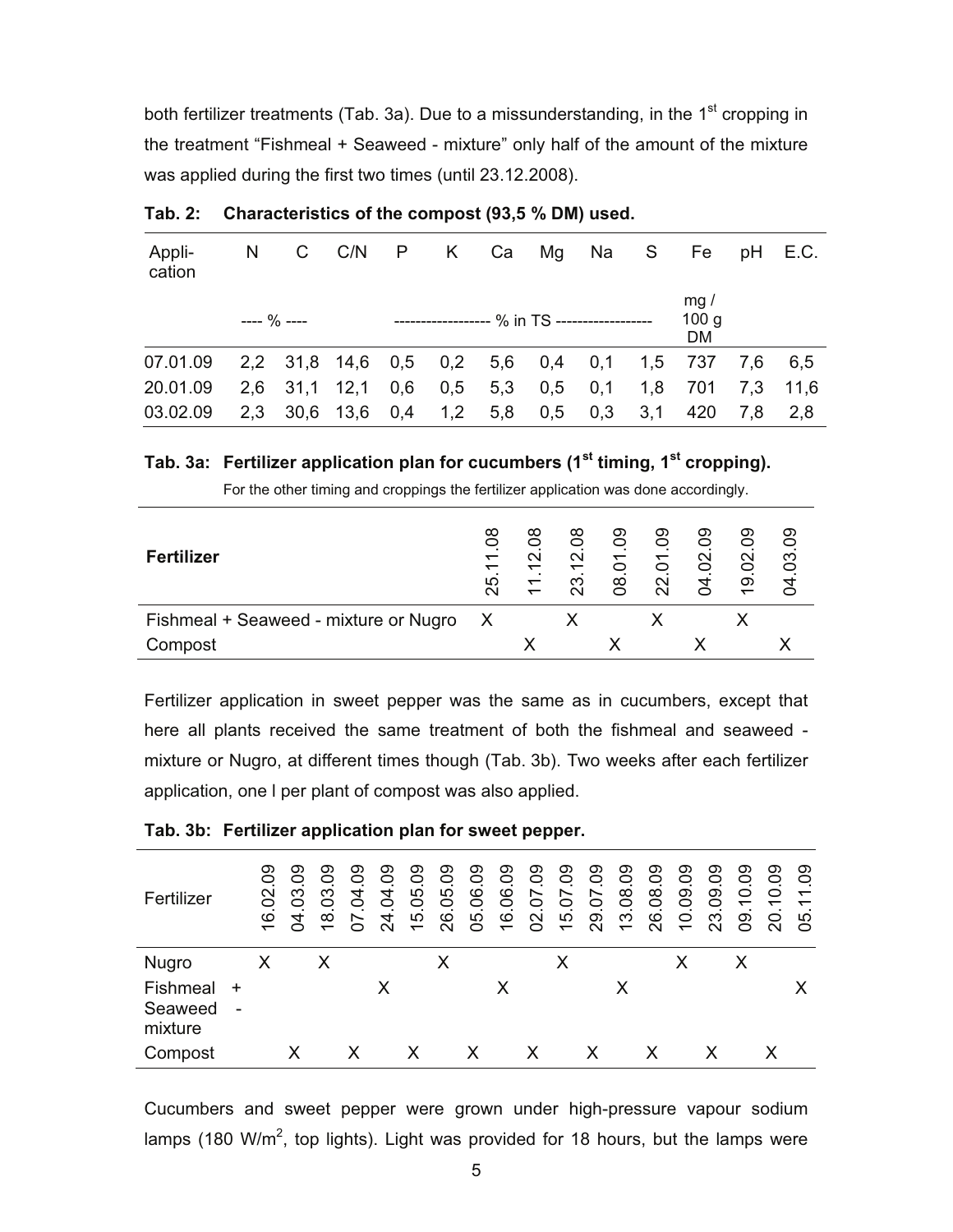both fertilizer treatments (Tab. 3a). Due to a missunderstanding, in the 1st cropping in the treatment "Fishmeal + Seaweed - mixture" only half of the amount of the mixture was applied during the first two times (until 23.12.2008).

**Tab. 2: Characteristics of the compost (93,5 % DM) used.**

| Application | N | C | C/N | P | K | Ca | Mg | Na | S | Fe | pH | E.C. |
|---|---|---|---|---|---|---|---|---|---|---|---|---|
| | ---- % ---- | | | ------------------ % in TS ------------------ | | | | | | mg / 100 g DM | | |
| 07.01.09 | 2,2 | 31,8 | 14,6 | 0,5 | 0,2 | 5,6 | 0,4 | 0,1 | 1,5 | 737 | 7,6 | 6,5 |
| 20.01.09 | 2,6 | 31,1 | 12,1 | 0,6 | 0,5 | 5,3 | 0,5 | 0,1 | 1,8 | 701 | 7,3 | 11,6 |
| 03.02.09 | 2,3 | 30,6 | 13,6 | 0,4 | 1,2 | 5,8 | 0,5 | 0,3 | 3,1 | 420 | 7,8 | 2,8 |

**Tab. 3a: Fertilizer application plan for cucumbers (1st timing, 1st cropping).**

For the other timing and croppings the fertilizer application was done accordingly.

| **Fertilizer** | 25.11.08 | 11.12.08 | 23.12.08 | 08.01.09 | 22.01.09 | 04.02.09 | 19.02.09 | 04.03.09 |
|---|---|---|---|---|---|---|---|---|
| Fishmeal + Seaweed - mixture or Nugro | X | | X | | X | | X | |
| Compost | | X | | X | | X | | X |

Fertilizer application in sweet pepper was the same as in cucumbers, except that here all plants received the same treatment of both the fishmeal and seaweed - mixture or Nugro, at different times though (Tab. 3b). Two weeks after each fertilizer application, one l per plant of compost was also applied.

**Tab. 3b: Fertilizer application plan for sweet pepper.**

| Fertilizer | 16.02.09 | 04.03.09 | 18.03.09 | 07.04.09 | 24.04.09 | 15.05.09 | 26.05.09 | 05.06.09 | 16.06.09 | 02.07.09 | 15.07.09 | 29.07.09 | 13.08.09 | 26.08.09 | 10.09.09 | 23.09.09 | 09.10.09 | 20.10.09 | 05.11.09 |
|---|---|---|---|---|---|---|---|---|---|---|---|---|---|---|---|---|---|---|---|
| Nugro | X | | X | | | | X | | | | X | | | | X | | X | | |
| Fishmeal + Seaweed - mixture | | | | | X | | | | X | | | | X | | | | | | X |
| Compost | | X | | X | | X | | X | | X | | X | | X | | X | | X | |

Cucumbers and sweet pepper were grown under high-pressure vapour sodium lamps (180 W/m$^2$, top lights). Light was provided for 18 hours, but the lamps were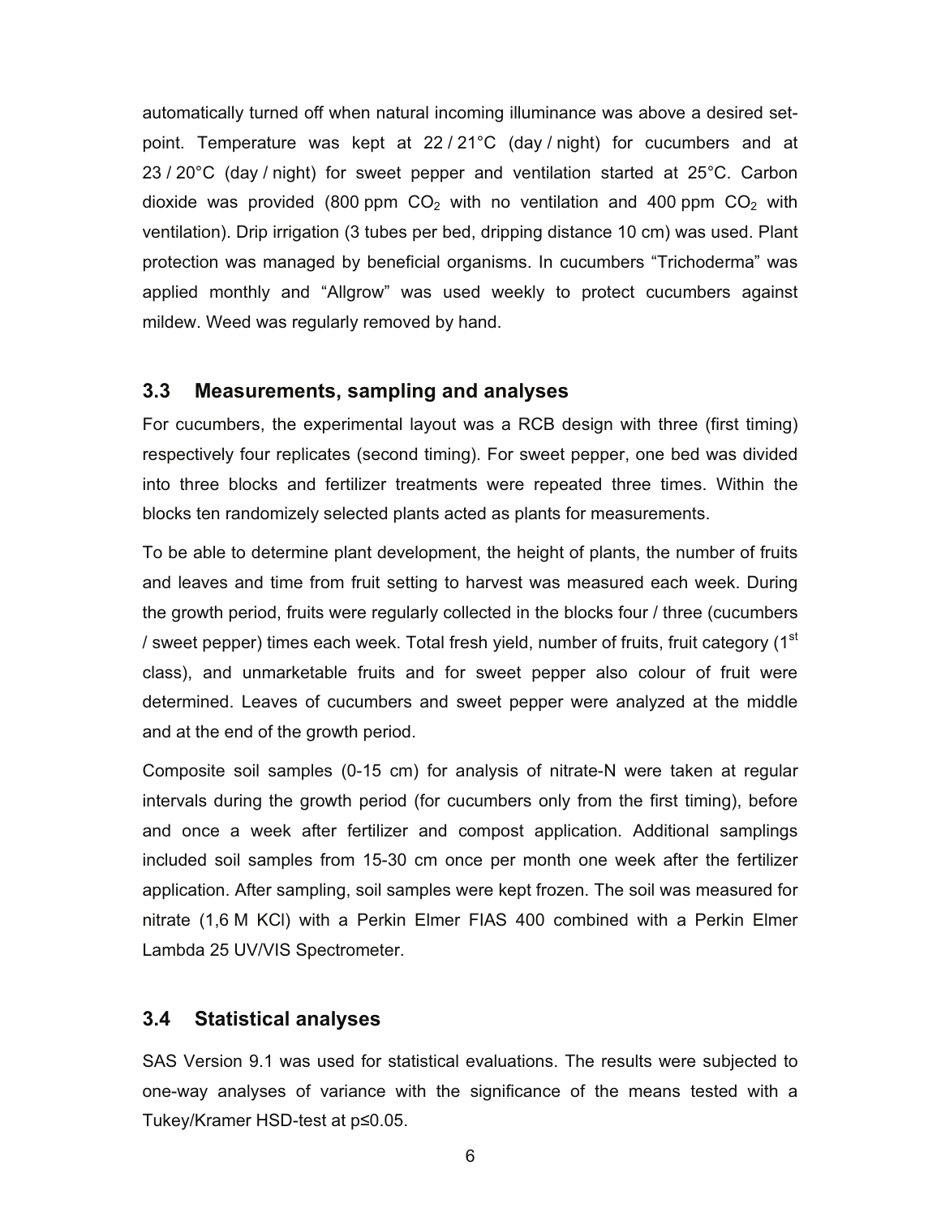automatically turned off when natural incoming illuminance was above a desired set-point. Temperature was kept at 22 / 21°C (day / night) for cucumbers and at 23 / 20°C (day / night) for sweet pepper and ventilation started at 25°C. Carbon dioxide was provided (800 ppm $CO_2$ with no ventilation and 400 ppm $CO_2$ with ventilation). Drip irrigation (3 tubes per bed, dripping distance 10 cm) was used. Plant protection was managed by beneficial organisms. In cucumbers "Trichoderma" was applied monthly and "Allgrow" was used weekly to protect cucumbers against mildew. Weed was regularly removed by hand.

## 3.3 Measurements, sampling and analyses

For cucumbers, the experimental layout was a RCB design with three (first timing) respectively four replicates (second timing). For sweet pepper, one bed was divided into three blocks and fertilizer treatments were repeated three times. Within the blocks ten randomizely selected plants acted as plants for measurements.

To be able to determine plant development, the height of plants, the number of fruits and leaves and time from fruit setting to harvest was measured each week. During the growth period, fruits were regularly collected in the blocks four / three (cucumbers / sweet pepper) times each week. Total fresh yield, number of fruits, fruit category (1$^{st}$ class), and unmarketable fruits and for sweet pepper also colour of fruit were determined. Leaves of cucumbers and sweet pepper were analyzed at the middle and at the end of the growth period.

Composite soil samples (0-15 cm) for analysis of nitrate-N were taken at regular intervals during the growth period (for cucumbers only from the first timing), before and once a week after fertilizer and compost application. Additional samplings included soil samples from 15-30 cm once per month one week after the fertilizer application. After sampling, soil samples were kept frozen. The soil was measured for nitrate (1,6 M KCl) with a Perkin Elmer FIAS 400 combined with a Perkin Elmer Lambda 25 UV/VIS Spectrometer.

## 3.4 Statistical analyses

SAS Version 9.1 was used for statistical evaluations. The results were subjected to one-way analyses of variance with the significance of the means tested with a Tukey/Kramer HSD-test at $p \leq 0.05$.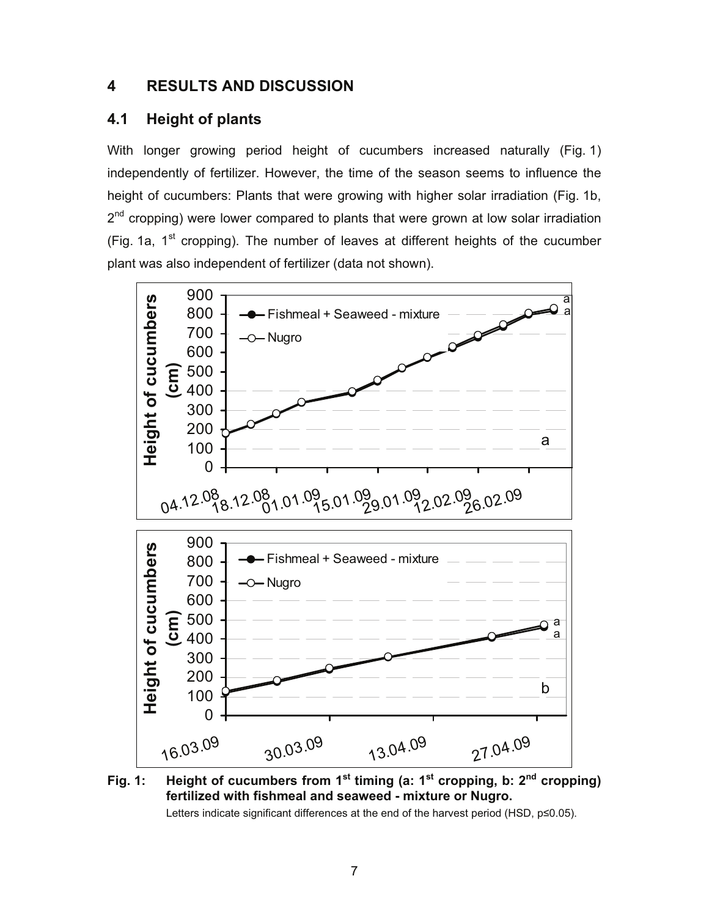# 4 RESULTS AND DISCUSSION

## 4.1 Height of plants

With longer growing period height of cucumbers increased naturally (Fig. 1) independently of fertilizer. However, the time of the season seems to influence the height of cucumbers: Plants that were growing with higher solar irradiation (Fig. 1b, 2[nd] cropping) were lower compared to plants that were grown at low solar irradiation (Fig. 1a, 1[st] cropping). The number of leaves at different heights of the cucumber plant was also independent of fertilizer (data not shown).

**Fig. 1: Height of cucumbers from 1[st] timing (a: 1[st] cropping, b: 2[nd] cropping) fertilized with fishmeal and seaweed - mixture or Nugro.**

Letters indicate significant differences at the end of the harvest period (HSD, $p \leq 0.05$).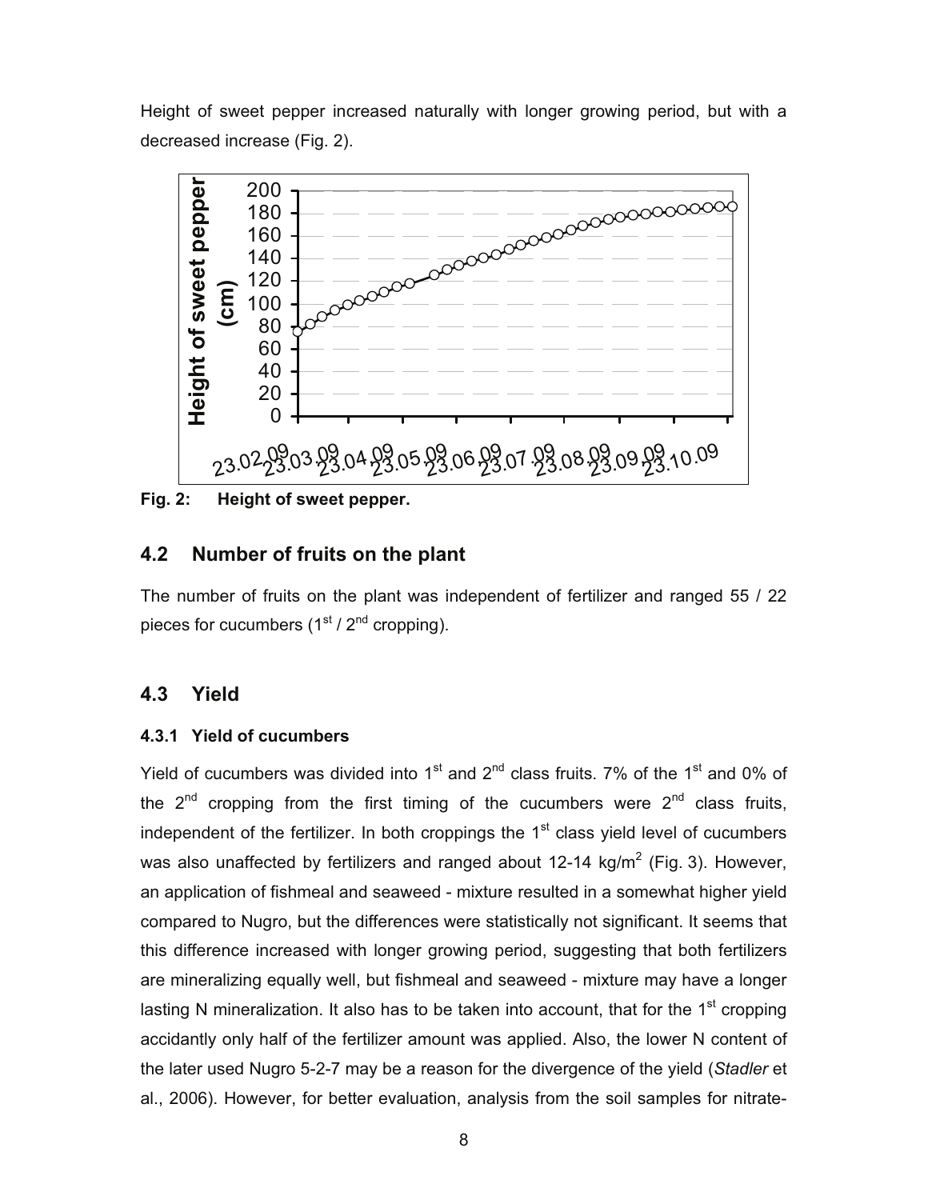Height of sweet pepper increased naturally with longer growing period, but with a decreased increase (Fig. 2).

**Fig. 2: Height of sweet pepper.**

## 4.2 Number of fruits on the plant

The number of fruits on the plant was independent of fertilizer and ranged 55 / 22 pieces for cucumbers (1st / 2nd cropping).

## 4.3 Yield

### 4.3.1 Yield of cucumbers

Yield of cucumbers was divided into 1st and 2nd class fruits. 7% of the 1st and 0% of the 2nd cropping from the first timing of the cucumbers were 2nd class fruits, independent of the fertilizer. In both croppings the 1st class yield level of cucumbers was also unaffected by fertilizers and ranged about 12-14 kg/m$^2$ (Fig. 3). However, an application of fishmeal and seaweed - mixture resulted in a somewhat higher yield compared to Nugro, but the differences were statistically not significant. It seems that this difference increased with longer growing period, suggesting that both fertilizers are mineralizing equally well, but fishmeal and seaweed - mixture may have a longer lasting N mineralization. It also has to be taken into account, that for the 1st cropping accidantly only half of the fertilizer amount was applied. Also, the lower N content of the later used Nugro 5-2-7 may be a reason for the divergence of the yield (*Stadler* et al., 2006). However, for better evaluation, analysis from the soil samples for nitrate-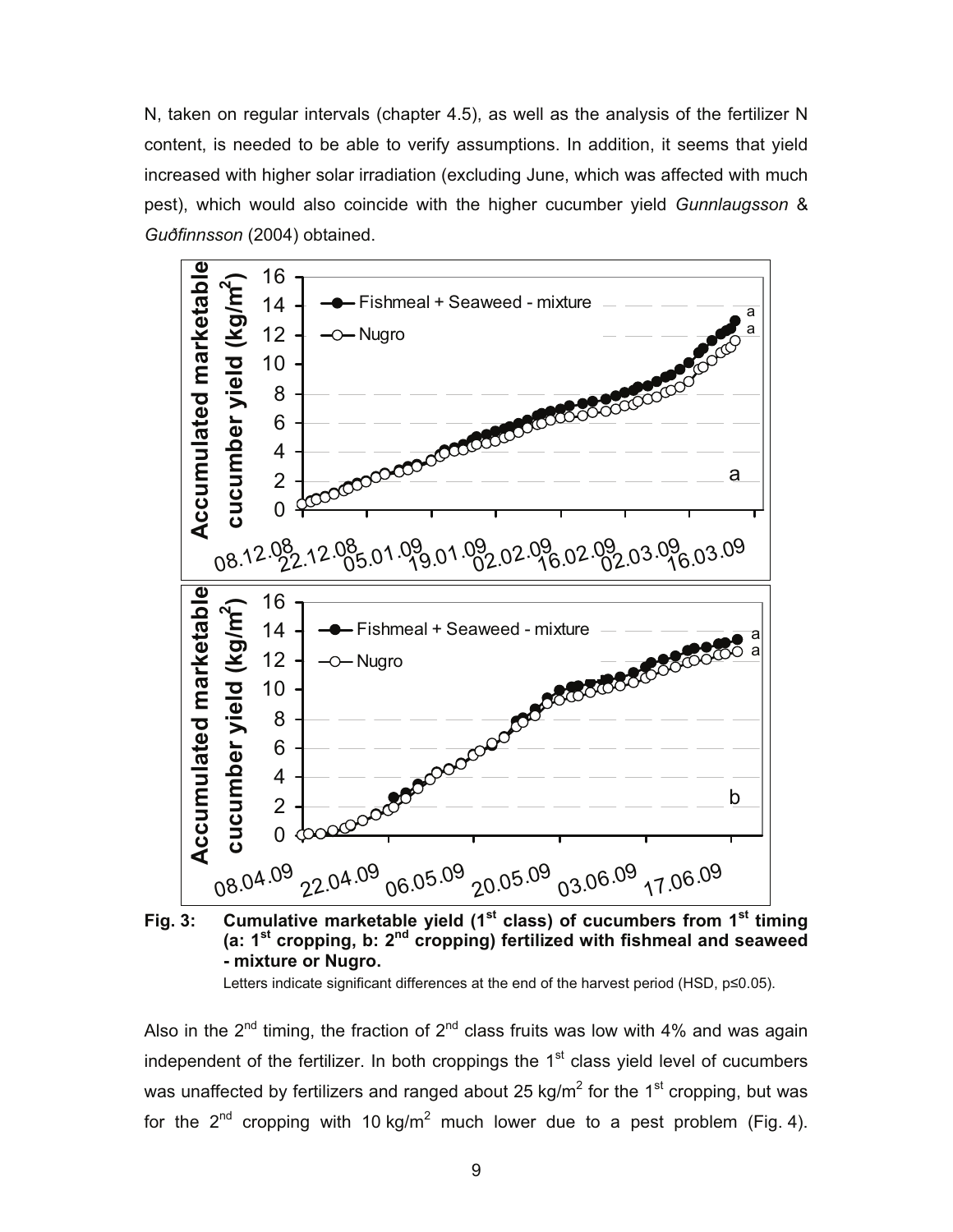N, taken on regular intervals (chapter 4.5), as well as the analysis of the fertilizer N content, is needed to be able to verify assumptions. In addition, it seems that yield increased with higher solar irradiation (excluding June, which was affected with much pest), which would also coincide with the higher cucumber yield *Gunnlaugsson* & *Guðfinnsson* (2004) obtained.

**Fig. 3: Cumulative marketable yield (1st class) of cucumbers from 1st timing (a: 1st cropping, b: 2nd cropping) fertilized with fishmeal and seaweed - mixture or Nugro.**

Letters indicate significant differences at the end of the harvest period (HSD, p≤0.05).

Also in the 2nd timing, the fraction of 2nd class fruits was low with 4% and was again independent of the fertilizer. In both croppings the 1st class yield level of cucumbers was unaffected by fertilizers and ranged about 25 kg/m$^2$ for the 1st cropping, but was for the 2nd cropping with 10 kg/m$^2$ much lower due to a pest problem (Fig. 4).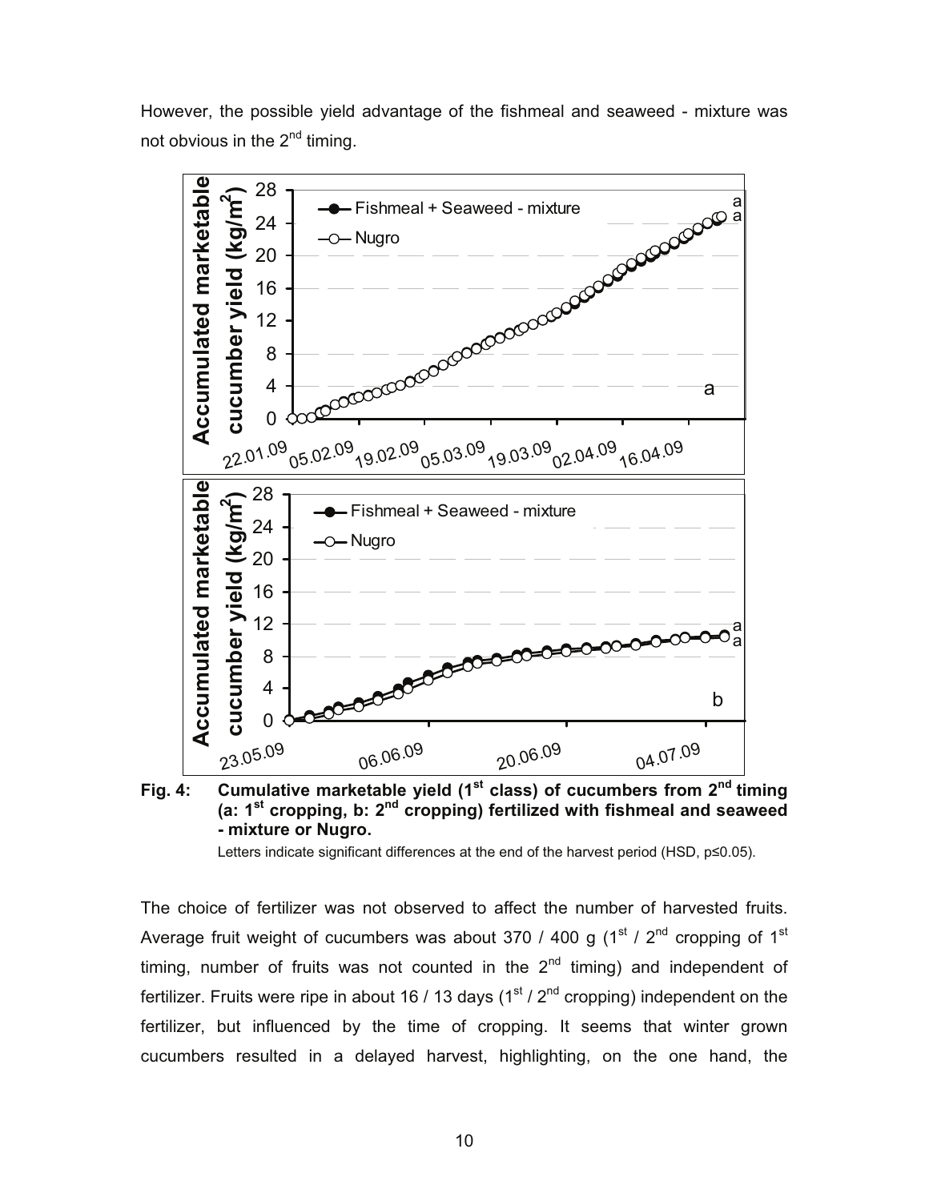However, the possible yield advantage of the fishmeal and seaweed - mixture was not obvious in the 2nd timing.

**Fig. 4: Cumulative marketable yield (1st class) of cucumbers from 2nd timing (a: 1st cropping, b: 2nd cropping) fertilized with fishmeal and seaweed - mixture or Nugro.**

Letters indicate significant differences at the end of the harvest period (HSD, $p \leq 0.05$).

The choice of fertilizer was not observed to affect the number of harvested fruits. Average fruit weight of cucumbers was about 370 / 400 g (1st / 2nd cropping of 1st timing, number of fruits was not counted in the 2nd timing) and independent of fertilizer. Fruits were ripe in about 16 / 13 days (1st / 2nd cropping) independent on the fertilizer, but influenced by the time of cropping. It seems that winter grown cucumbers resulted in a delayed harvest, highlighting, on the one hand, the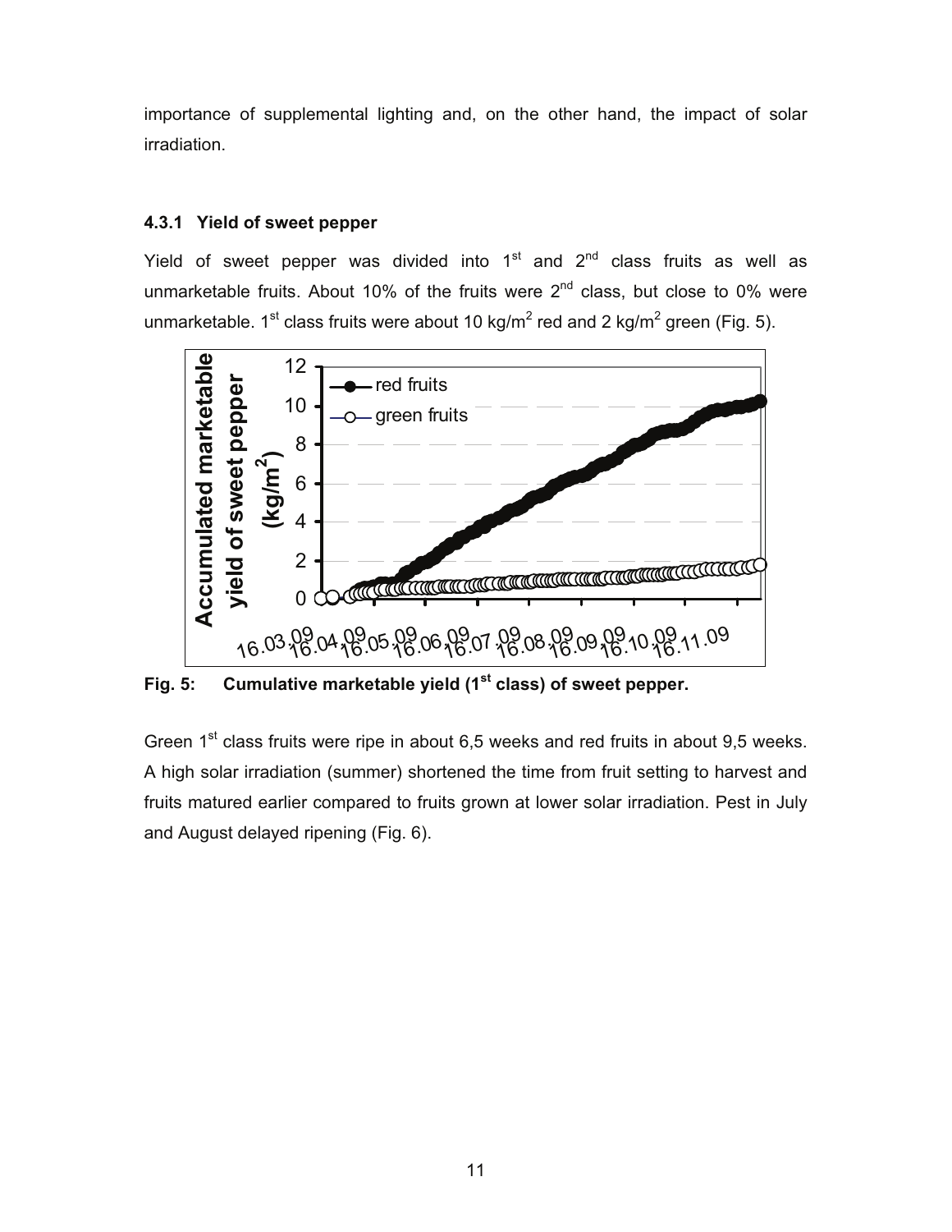importance of supplemental lighting and, on the other hand, the impact of solar irradiation.

### 4.3.1 Yield of sweet pepper

Yield of sweet pepper was divided into 1st and 2nd class fruits as well as unmarketable fruits. About 10% of the fruits were 2nd class, but close to 0% were unmarketable. 1st class fruits were about 10 kg/m² red and 2 kg/m² green (Fig. 5).

**Fig. 5: Cumulative marketable yield (1st class) of sweet pepper.**

Green 1st class fruits were ripe in about 6,5 weeks and red fruits in about 9,5 weeks. A high solar irradiation (summer) shortened the time from fruit setting to harvest and fruits matured earlier compared to fruits grown at lower solar irradiation. Pest in July and August delayed ripening (Fig. 6).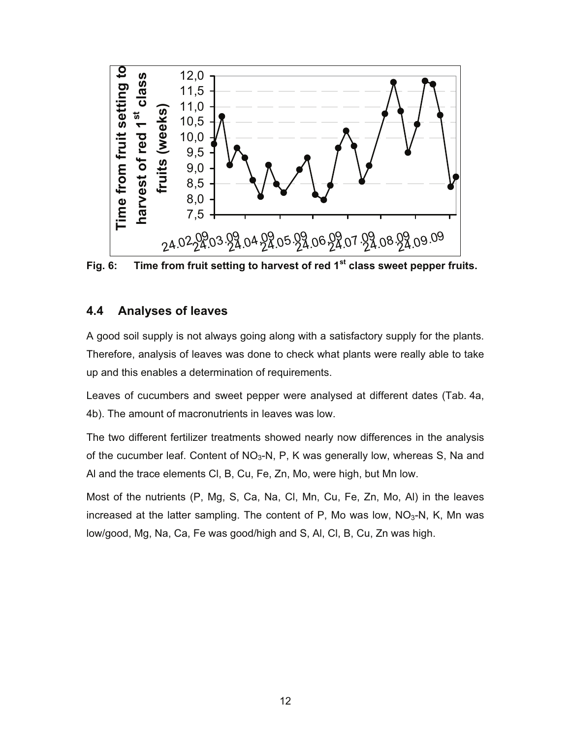**Fig. 6: Time from fruit setting to harvest of red 1st class sweet pepper fruits.**

## 4.4 Analyses of leaves

A good soil supply is not always going along with a satisfactory supply for the plants. Therefore, analysis of leaves was done to check what plants were really able to take up and this enables a determination of requirements.

Leaves of cucumbers and sweet pepper were analysed at different dates (Tab. 4a, 4b). The amount of macronutrients in leaves was low.

The two different fertilizer treatments showed nearly now differences in the analysis of the cucumber leaf. Content of $NO_3$-N, P, K was generally low, whereas S, Na and Al and the trace elements Cl, B, Cu, Fe, Zn, Mo, were high, but Mn low.

Most of the nutrients (P, Mg, S, Ca, Na, Cl, Mn, Cu, Fe, Zn, Mo, Al) in the leaves increased at the latter sampling. The content of P, Mo was low, $NO_3$-N, K, Mn was low/good, Mg, Na, Ca, Fe was good/high and S, Al, Cl, B, Cu, Zn was high.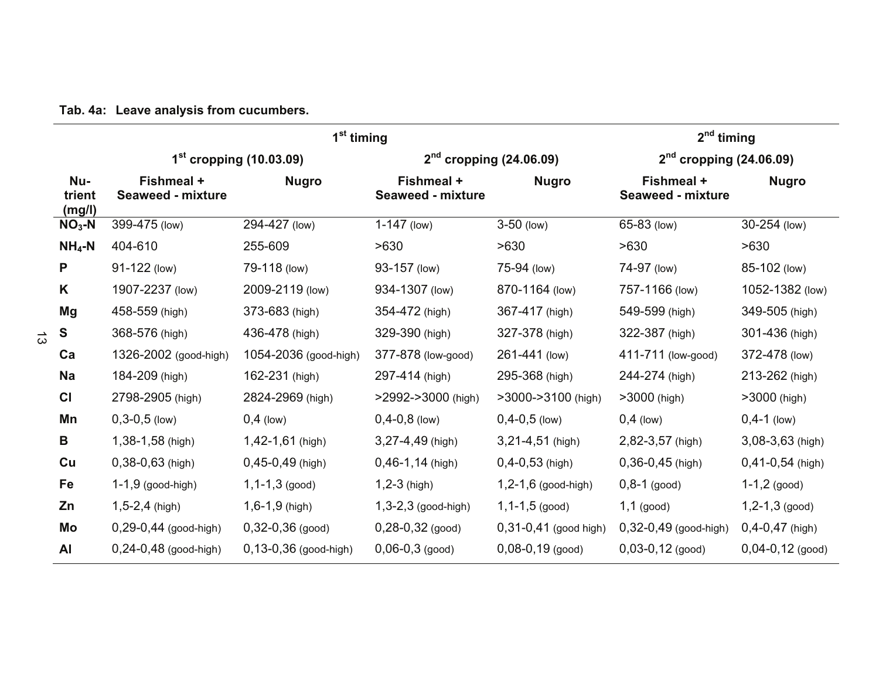**Tab. 4a: Leave analysis from cucumbers.**

| | 1st timing | | | | 2nd timing | |
|---|---|---|---|---|---|---|
| | 1st cropping (10.03.09) | | 2nd cropping (24.06.09) | | 2nd cropping (24.06.09) | |
| Nutrient (mg/l) | Fishmeal + Seaweed - mixture | Nugro | Fishmeal + Seaweed - mixture | Nugro | Fishmeal + Seaweed - mixture | Nugro |
| $NO_3$-N | 399-475 (low) | 294-427 (low) | 1-147 (low) | 3-50 (low) | 65-83 (low) | 30-254 (low) |
| $NH_4$-N | 404-610 | 255-609 | >630 | >630 | >630 | >630 |
| P | 91-122 (low) | 79-118 (low) | 93-157 (low) | 75-94 (low) | 74-97 (low) | 85-102 (low) |
| K | 1907-2237 (low) | 2009-2119 (low) | 934-1307 (low) | 870-1164 (low) | 757-1166 (low) | 1052-1382 (low) |
| Mg | 458-559 (high) | 373-683 (high) | 354-472 (high) | 367-417 (high) | 549-599 (high) | 349-505 (high) |
| S | 368-576 (high) | 436-478 (high) | 329-390 (high) | 327-378 (high) | 322-387 (high) | 301-436 (high) |
| Ca | 1326-2002 (good-high) | 1054-2036 (good-high) | 377-878 (low-good) | 261-441 (low) | 411-711 (low-good) | 372-478 (low) |
| Na | 184-209 (high) | 162-231 (high) | 297-414 (high) | 295-368 (high) | 244-274 (high) | 213-262 (high) |
| Cl | 2798-2905 (high) | 2824-2969 (high) | >2992->3000 (high) | >3000->3100 (high) | >3000 (high) | >3000 (high) |
| Mn | 0,3-0,5 (low) | 0,4 (low) | 0,4-0,8 (low) | 0,4-0,5 (low) | 0,4 (low) | 0,4-1 (low) |
| B | 1,38-1,58 (high) | 1,42-1,61 (high) | 3,27-4,49 (high) | 3,21-4,51 (high) | 2,82-3,57 (high) | 3,08-3,63 (high) |
| Cu | 0,38-0,63 (high) | 0,45-0,49 (high) | 0,46-1,14 (high) | 0,4-0,53 (high) | 0,36-0,45 (high) | 0,41-0,54 (high) |
| Fe | 1-1,9 (good-high) | 1,1-1,3 (good) | 1,2-3 (high) | 1,2-1,6 (good-high) | 0,8-1 (good) | 1-1,2 (good) |
| Zn | 1,5-2,4 (high) | 1,6-1,9 (high) | 1,3-2,3 (good-high) | 1,1-1,5 (good) | 1,1 (good) | 1,2-1,3 (good) |
| Mo | 0,29-0,44 (good-high) | 0,32-0,36 (good) | 0,28-0,32 (good) | 0,31-0,41 (good high) | 0,32-0,49 (good-high) | 0,4-0,47 (high) |
| Al | 0,24-0,48 (good-high) | 0,13-0,36 (good-high) | 0,06-0,3 (good) | 0,08-0,19 (good) | 0,03-0,12 (good) | 0,04-0,12 (good) |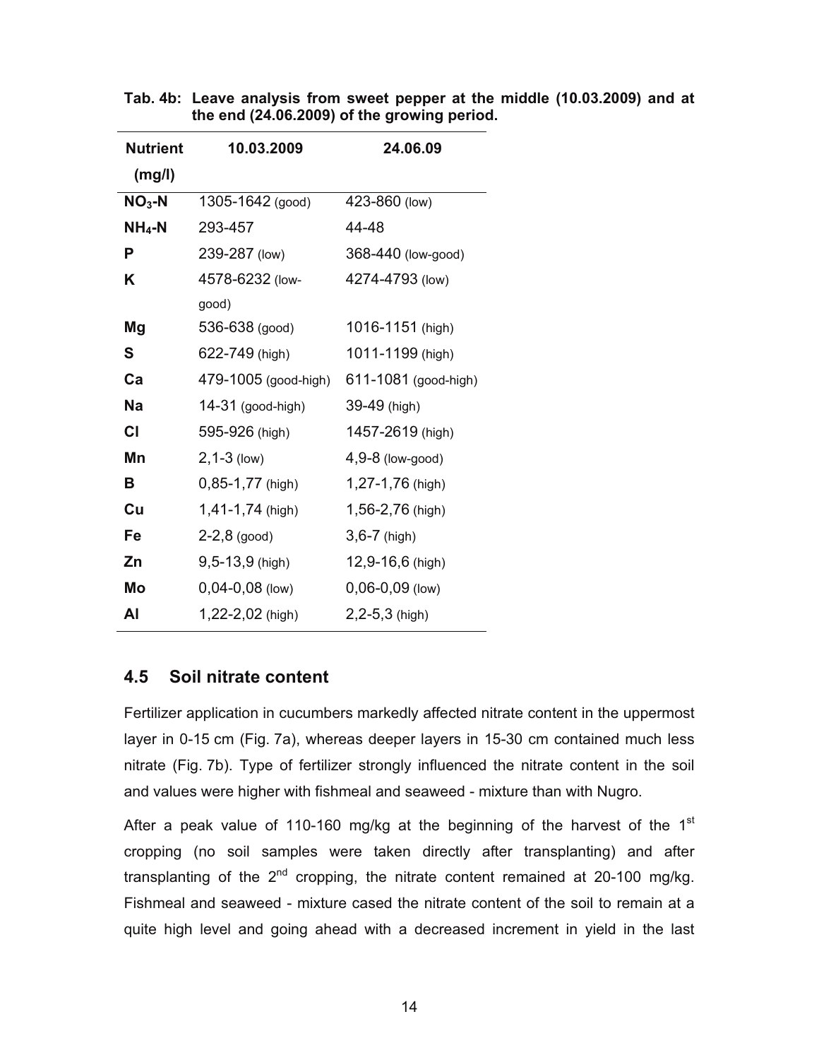**Tab. 4b: Leave analysis from sweet pepper at the middle (10.03.2009) and at the end (24.06.2009) of the growing period.**

| Nutrient (mg/l) | 10.03.2009 | 24.06.09 |
|---|---|---|
| $NO_3$-N | 1305-1642 (good) | 423-860 (low) |
| $NH_4$-N | 293-457 | 44-48 |
| P | 239-287 (low) | 368-440 (low-good) |
| K | 4578-6232 (low-good) | 4274-4793 (low) |
| Mg | 536-638 (good) | 1016-1151 (high) |
| S | 622-749 (high) | 1011-1199 (high) |
| Ca | 479-1005 (good-high) | 611-1081 (good-high) |
| Na | 14-31 (good-high) | 39-49 (high) |
| Cl | 595-926 (high) | 1457-2619 (high) |
| Mn | 2,1-3 (low) | 4,9-8 (low-good) |
| B | 0,85-1,77 (high) | 1,27-1,76 (high) |
| Cu | 1,41-1,74 (high) | 1,56-2,76 (high) |
| Fe | 2-2,8 (good) | 3,6-7 (high) |
| Zn | 9,5-13,9 (high) | 12,9-16,6 (high) |
| Mo | 0,04-0,08 (low) | 0,06-0,09 (low) |
| Al | 1,22-2,02 (high) | 2,2-5,3 (high) |

## 4.5 Soil nitrate content

Fertilizer application in cucumbers markedly affected nitrate content in the uppermost layer in 0-15 cm (Fig. 7a), whereas deeper layers in 15-30 cm contained much less nitrate (Fig. 7b). Type of fertilizer strongly influenced the nitrate content in the soil and values were higher with fishmeal and seaweed - mixture than with Nugro.

After a peak value of 110-160 mg/kg at the beginning of the harvest of the 1st cropping (no soil samples were taken directly after transplanting) and after transplanting of the 2nd cropping, the nitrate content remained at 20-100 mg/kg. Fishmeal and seaweed - mixture cased the nitrate content of the soil to remain at a quite high level and going ahead with a decreased increment in yield in the last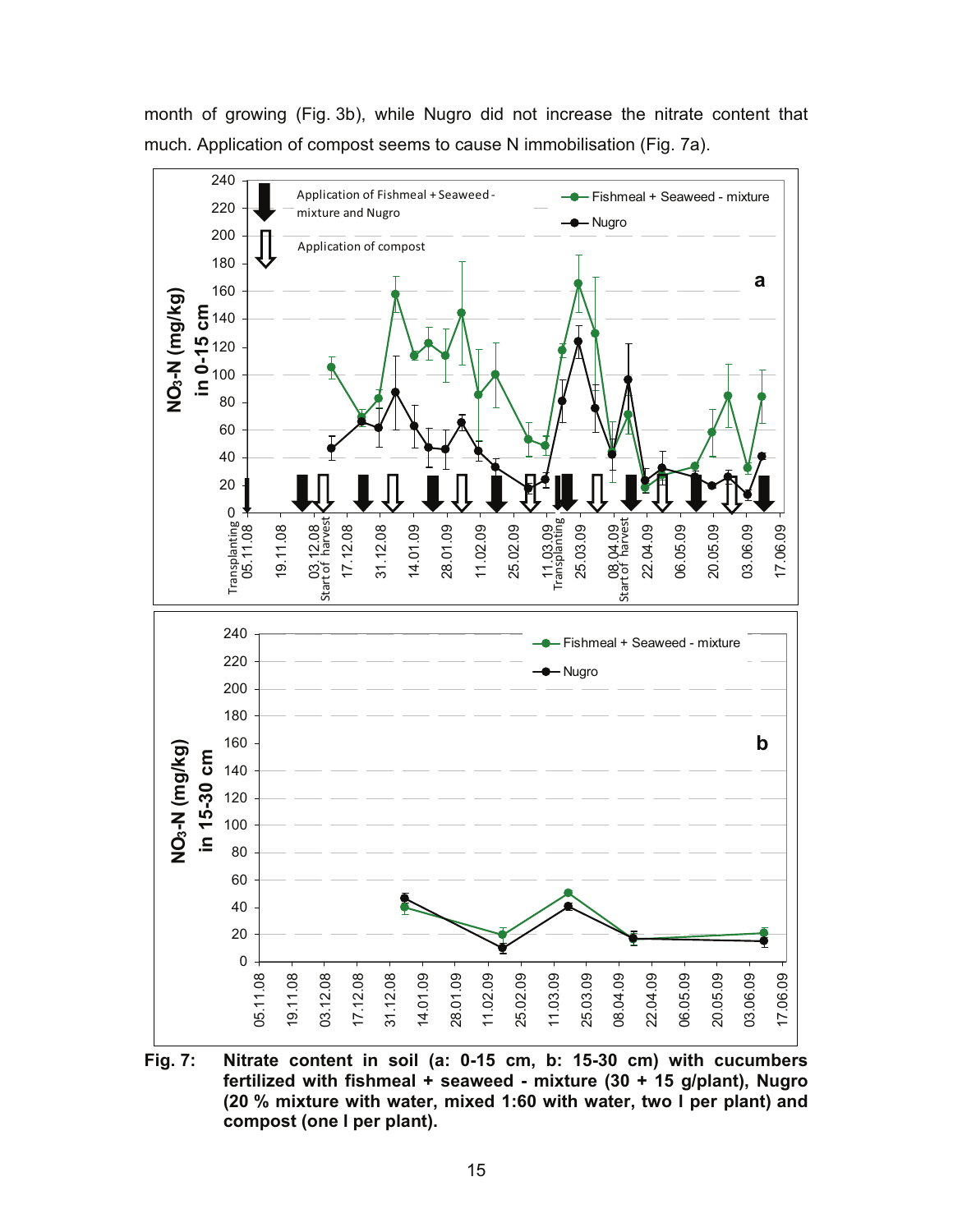month of growing (Fig. 3b), while Nugro did not increase the nitrate content that much. Application of compost seems to cause N immobilisation (Fig. 7a).

**Fig. 7: Nitrate content in soil (a: 0-15 cm, b: 15-30 cm) with cucumbers fertilized with fishmeal + seaweed - mixture (30 + 15 g/plant), Nugro (20 % mixture with water, mixed 1:60 with water, two l per plant) and compost (one l per plant).**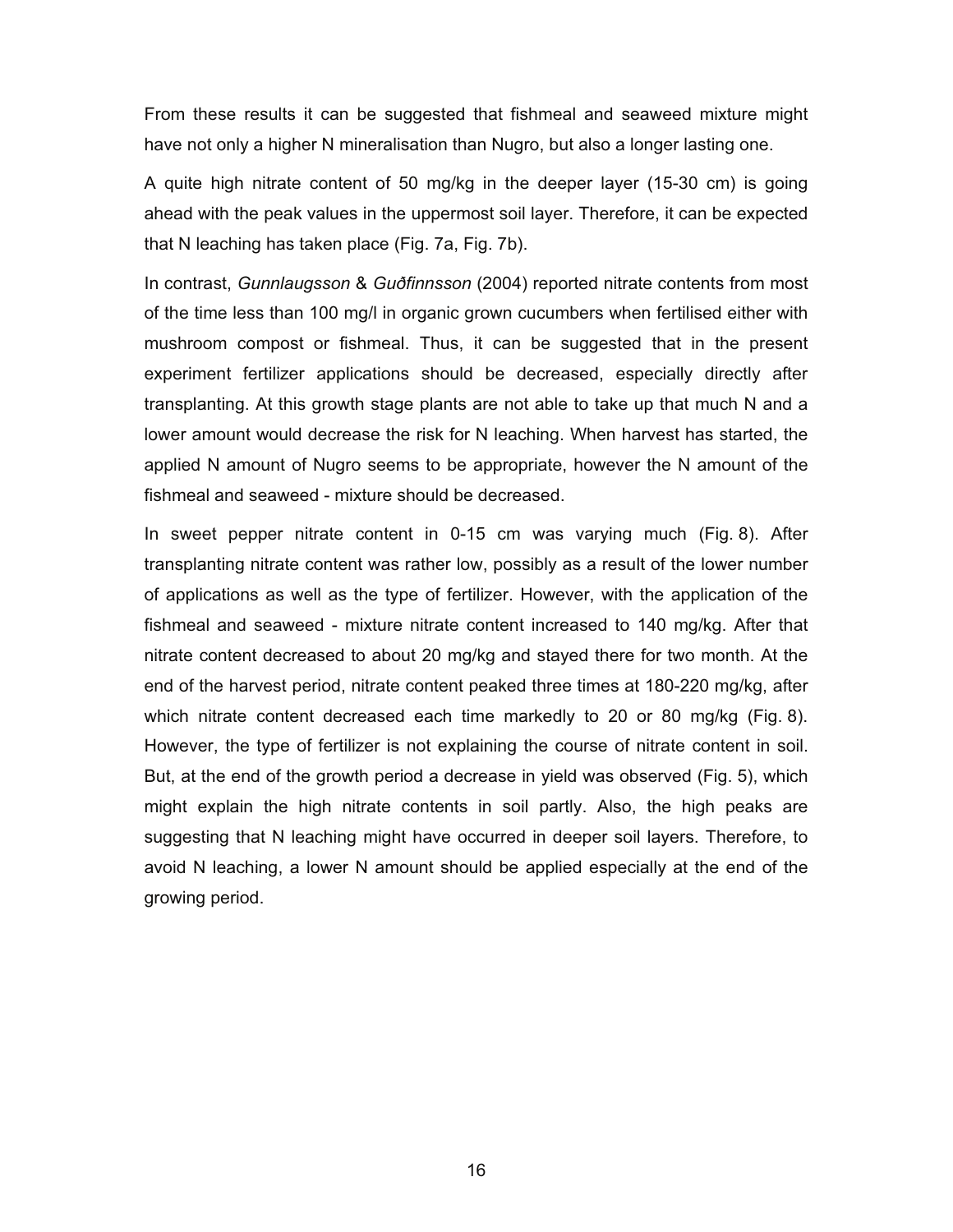From these results it can be suggested that fishmeal and seaweed mixture might have not only a higher N mineralisation than Nugro, but also a longer lasting one.

A quite high nitrate content of 50 mg/kg in the deeper layer (15-30 cm) is going ahead with the peak values in the uppermost soil layer. Therefore, it can be expected that N leaching has taken place (Fig. 7a, Fig. 7b).

In contrast, *Gunnlaugsson* & *Guðfinnsson* (2004) reported nitrate contents from most of the time less than 100 mg/l in organic grown cucumbers when fertilised either with mushroom compost or fishmeal. Thus, it can be suggested that in the present experiment fertilizer applications should be decreased, especially directly after transplanting. At this growth stage plants are not able to take up that much N and a lower amount would decrease the risk for N leaching. When harvest has started, the applied N amount of Nugro seems to be appropriate, however the N amount of the fishmeal and seaweed - mixture should be decreased.

In sweet pepper nitrate content in 0-15 cm was varying much (Fig. 8). After transplanting nitrate content was rather low, possibly as a result of the lower number of applications as well as the type of fertilizer. However, with the application of the fishmeal and seaweed - mixture nitrate content increased to 140 mg/kg. After that nitrate content decreased to about 20 mg/kg and stayed there for two month. At the end of the harvest period, nitrate content peaked three times at 180-220 mg/kg, after which nitrate content decreased each time markedly to 20 or 80 mg/kg (Fig. 8). However, the type of fertilizer is not explaining the course of nitrate content in soil. But, at the end of the growth period a decrease in yield was observed (Fig. 5), which might explain the high nitrate contents in soil partly. Also, the high peaks are suggesting that N leaching might have occurred in deeper soil layers. Therefore, to avoid N leaching, a lower N amount should be applied especially at the end of the growing period.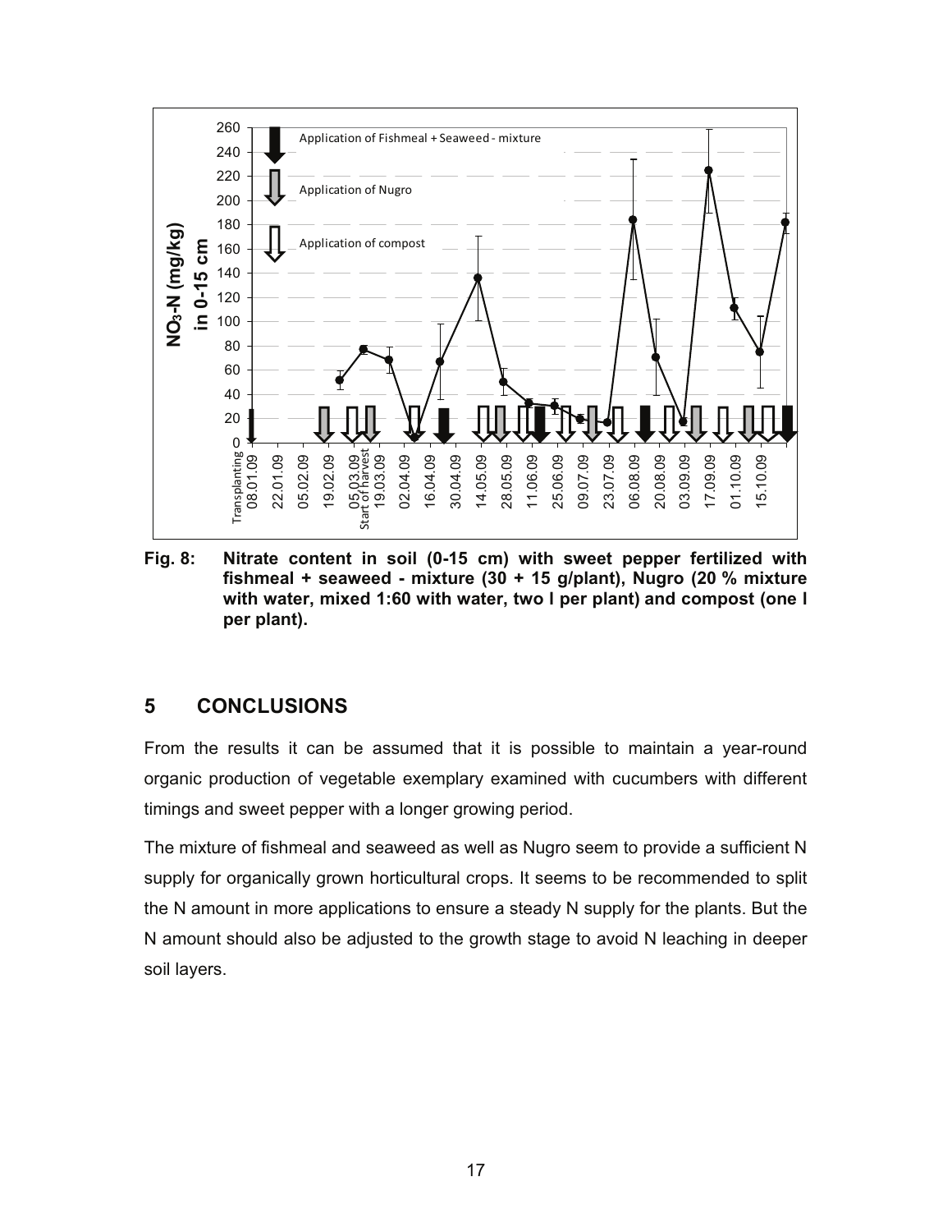**Fig. 8: Nitrate content in soil (0-15 cm) with sweet pepper fertilized with fishmeal + seaweed - mixture (30 + 15 g/plant), Nugro (20 % mixture with water, mixed 1:60 with water, two l per plant) and compost (one l per plant).**

## 5 CONCLUSIONS

From the results it can be assumed that it is possible to maintain a year-round organic production of vegetable exemplary examined with cucumbers with different timings and sweet pepper with a longer growing period.

The mixture of fishmeal and seaweed as well as Nugro seem to provide a sufficient N supply for organically grown horticultural crops. It seems to be recommended to split the N amount in more applications to ensure a steady N supply for the plants. But the N amount should also be adjusted to the growth stage to avoid N leaching in deeper soil layers.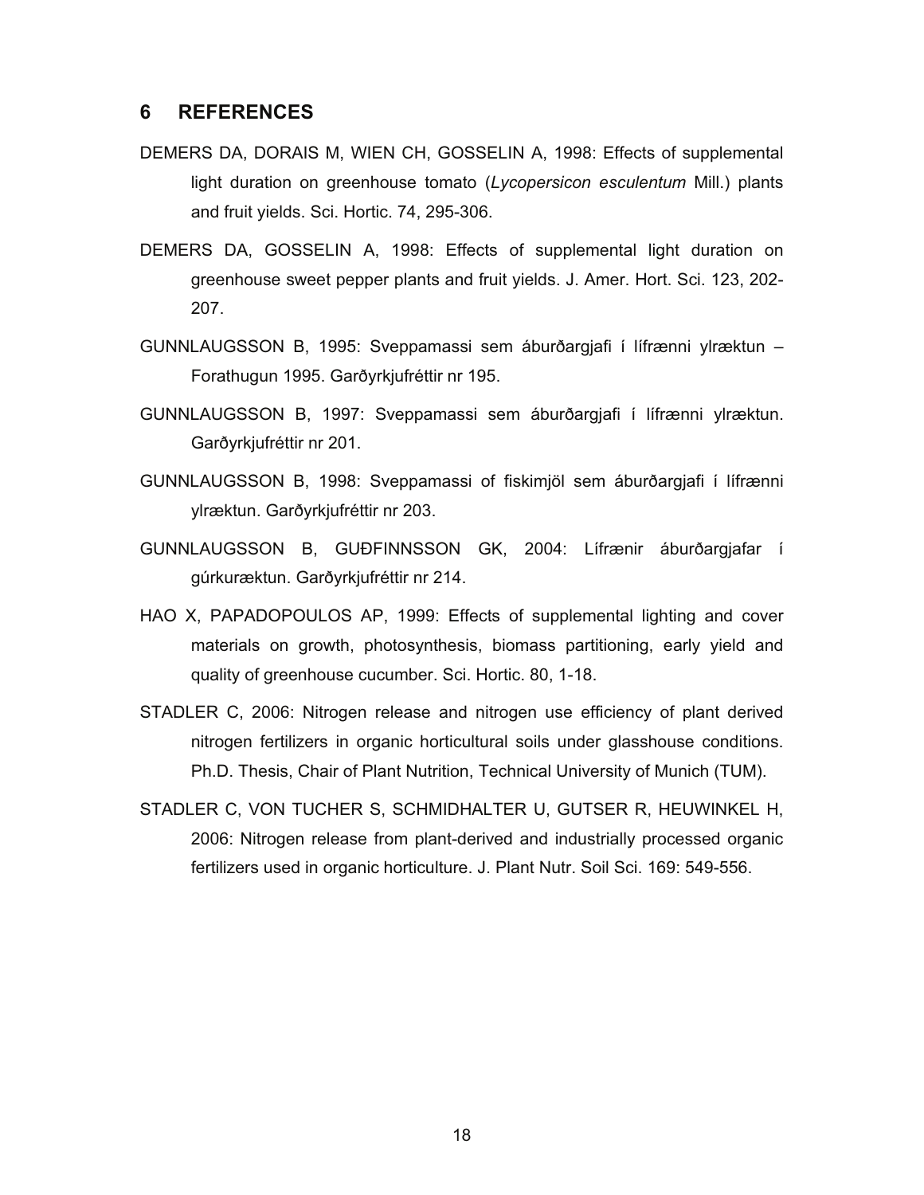## 6 REFERENCES

DEMERS DA, DORAIS M, WIEN CH, GOSSELIN A, 1998: Effects of supplemental light duration on greenhouse tomato (*Lycopersicon esculentum* Mill.) plants and fruit yields. Sci. Hortic. 74, 295-306.

DEMERS DA, GOSSELIN A, 1998: Effects of supplemental light duration on greenhouse sweet pepper plants and fruit yields. J. Amer. Hort. Sci. 123, 202-207.

GUNNLAUGSSON B, 1995: Sveppamassi sem áburðargjafi í lífrænni ylræktun – Forathugun 1995. Garðyrkjufréttir nr 195.

GUNNLAUGSSON B, 1997: Sveppamassi sem áburðargjafi í lífrænni ylræktun. Garðyrkjufréttir nr 201.

GUNNLAUGSSON B, 1998: Sveppamassi of fiskimjöl sem áburðargjafi í lífrænni ylræktun. Garðyrkjufréttir nr 203.

GUNNLAUGSSON B, GUÐFINNSSON GK, 2004: Lífrænir áburðargjafar í gúrkuræktun. Garðyrkjufréttir nr 214.

HAO X, PAPADOPOULOS AP, 1999: Effects of supplemental lighting and cover materials on growth, photosynthesis, biomass partitioning, early yield and quality of greenhouse cucumber. Sci. Hortic. 80, 1-18.

STADLER C, 2006: Nitrogen release and nitrogen use efficiency of plant derived nitrogen fertilizers in organic horticultural soils under glasshouse conditions. Ph.D. Thesis, Chair of Plant Nutrition, Technical University of Munich (TUM).

STADLER C, VON TUCHER S, SCHMIDHALTER U, GUTSER R, HEUWINKEL H, 2006: Nitrogen release from plant-derived and industrially processed organic fertilizers used in organic horticulture. J. Plant Nutr. Soil Sci. 169: 549-556.